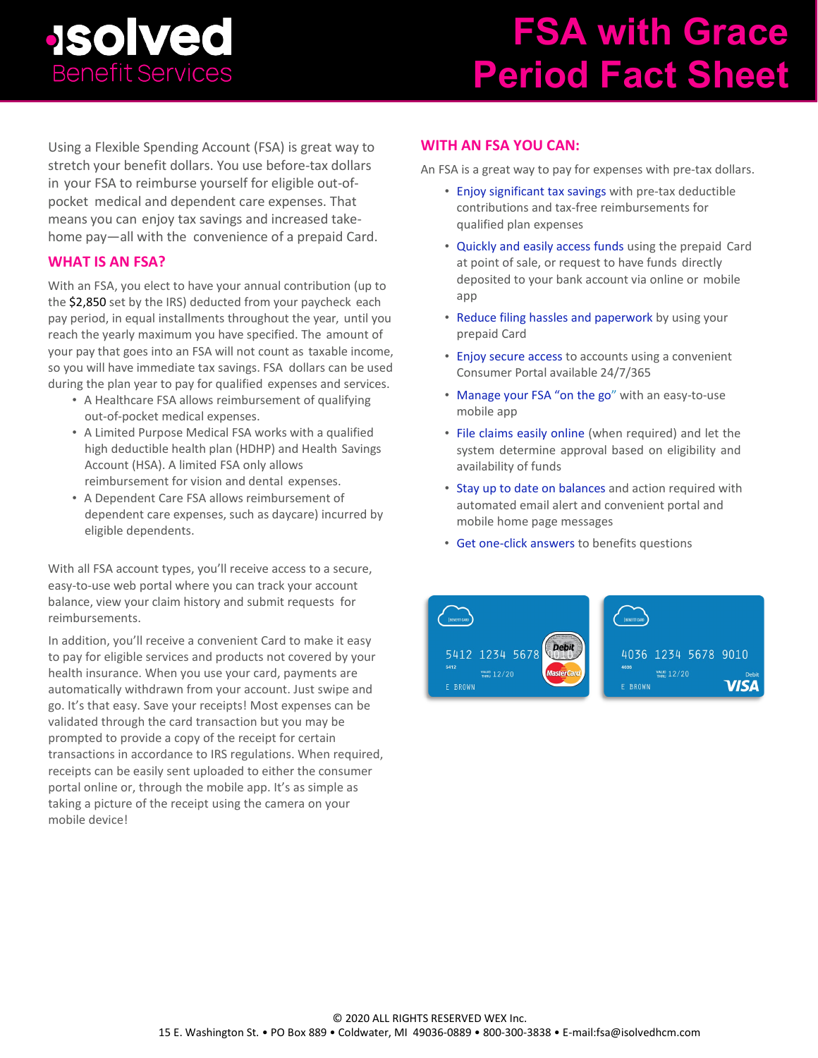# isolved Benefit Services

# FSA with Grace Period Fact Sheet

Using a Flexible Spending Account (FSA) is great way to stretch your benefit dollars. You use before-tax dollars in your FSA to reimburse yourself for eligible out-of-pocket medical and dependent care expenses. That means you can enjoy tax savings and increased take-home pay—all with the convenience of a prepaid Card.

## WHAT IS AN FSA?

With an FSA, you elect to have your annual contribution (up to the $2,850 set by the IRS) deducted from your paycheck each pay period, in equal installments throughout the year, until you reach the yearly maximum you have specified. The amount of your pay that goes into an FSA will not count as taxable income, so you will have immediate tax savings. FSA dollars can be used during the plan year to pay for qualified expenses and services.

- A Healthcare FSA allows reimbursement of qualifying out-of-pocket medical expenses.
- A Limited Purpose Medical FSA works with a qualified high deductible health plan (HDHP) and Health Savings Account (HSA). A limited FSA only allows reimbursement for vision and dental expenses.
- A Dependent Care FSA allows reimbursement of dependent care expenses, such as daycare) incurred by eligible dependents.

With all FSA account types, you'll receive access to a secure, easy-to-use web portal where you can track your account balance, view your claim history and submit requests for reimbursements.

In addition, you'll receive a convenient Card to make it easy to pay for eligible services and products not covered by your health insurance. When you use your card, payments are automatically withdrawn from your account. Just swipe and go. It's that easy. Save your receipts! Most expenses can be validated through the card transaction but you may be prompted to provide a copy of the receipt for certain transactions in accordance to IRS regulations. When required, receipts can be easily sent uploaded to either the consumer portal online or, through the mobile app. It's as simple as taking a picture of the receipt using the camera on your mobile device!

## WITH AN FSA YOU CAN:

An FSA is a great way to pay for expenses with pre-tax dollars.

- Enjoy significant tax savings with pre-tax deductible contributions and tax-free reimbursements for qualified plan expenses
- Quickly and easily access funds using the prepaid Card at point of sale, or request to have funds directly deposited to your bank account via online or mobile app
- Reduce filing hassles and paperwork by using your prepaid Card
- Enjoy secure access to accounts using a convenient Consumer Portal available 24/7/365
- Manage your FSA "on the go" with an easy-to-use mobile app
- File claims easily online (when required) and let the system determine approval based on eligibility and availability of funds
- Stay up to date on balances and action required with automated email alert and convenient portal and mobile home page messages
- Get one-click answers to benefits questions

© 2020 ALL RIGHTS RESERVED WEX Inc.
15 E. Washington St. • PO Box 889 • Coldwater, MI 49036-0889 • 800-300-3838 • E-mail:fsa@isolvedhcm.com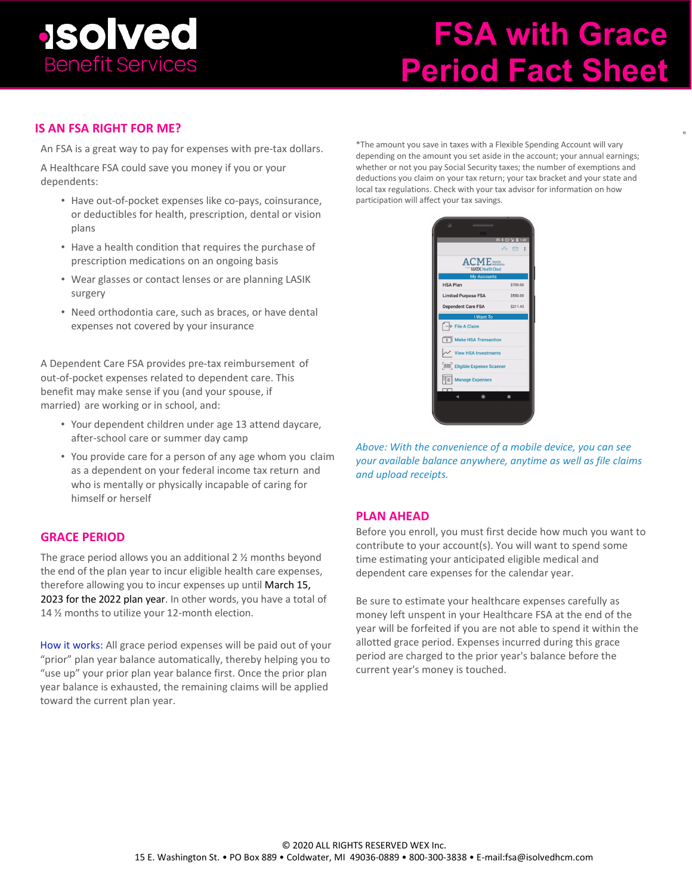# FSA with Grace Period Fact Sheet

isolved Benefit Services

## IS AN FSA RIGHT FOR ME?

An FSA is a great way to pay for expenses with pre-tax dollars.

A Healthcare FSA could save you money if you or your dependents:

- Have out-of-pocket expenses like co-pays, coinsurance, or deductibles for health, prescription, dental or vision plans
- Have a health condition that requires the purchase of prescription medications on an ongoing basis
- Wear glasses or contact lenses or are planning LASIK surgery
- Need orthodontia care, such as braces, or have dental expenses not covered by your insurance

A Dependent Care FSA provides pre-tax reimbursement of out-of-pocket expenses related to dependent care. This benefit may make sense if you (and your spouse, if married) are working or in school, and:

- Your dependent children under age 13 attend daycare, after-school care or summer day camp
- You provide care for a person of any age whom you claim as a dependent on your federal income tax return and who is mentally or physically incapable of caring for himself or herself

## GRACE PERIOD

The grace period allows you an additional 2 ½ months beyond the end of the plan year to incur eligible health care expenses, therefore allowing you to incur expenses up until March 15, 2023 for the 2022 plan year. In other words, you have a total of 14 ½ months to utilize your 12-month election.

How it works: All grace period expenses will be paid out of your "prior" plan year balance automatically, thereby helping you to "use up" your prior plan year balance first. Once the prior plan year balance is exhausted, the remaining claims will be applied toward the current plan year.

*The amount you save in taxes with a Flexible Spending Account will vary depending on the amount you set aside in the account; your annual earnings; whether or not you pay Social Security taxes; the number of exemptions and deductions you claim on your tax return; your tax bracket and your state and local tax regulations. Check with your tax advisor for information on how participation will affect your tax savings.

*Above: With the convenience of a mobile device, you can see your available balance anywhere, anytime as well as file claims and upload receipts.*

## PLAN AHEAD

Before you enroll, you must first decide how much you want to contribute to your account(s). You will want to spend some time estimating your anticipated eligible medical and dependent care expenses for the calendar year.

Be sure to estimate your healthcare expenses carefully as money left unspent in your Healthcare FSA at the end of the year will be forfeited if you are not able to spend it within the allotted grace period. Expenses incurred during this grace period are charged to the prior year's balance before the current year's money is touched.

© 2020 ALL RIGHTS RESERVED WEX Inc.
15 E. Washington St. • PO Box 889 • Coldwater, MI 49036-0889 • 800-300-3838 • E-mail:fsa@isolvedhcm.com